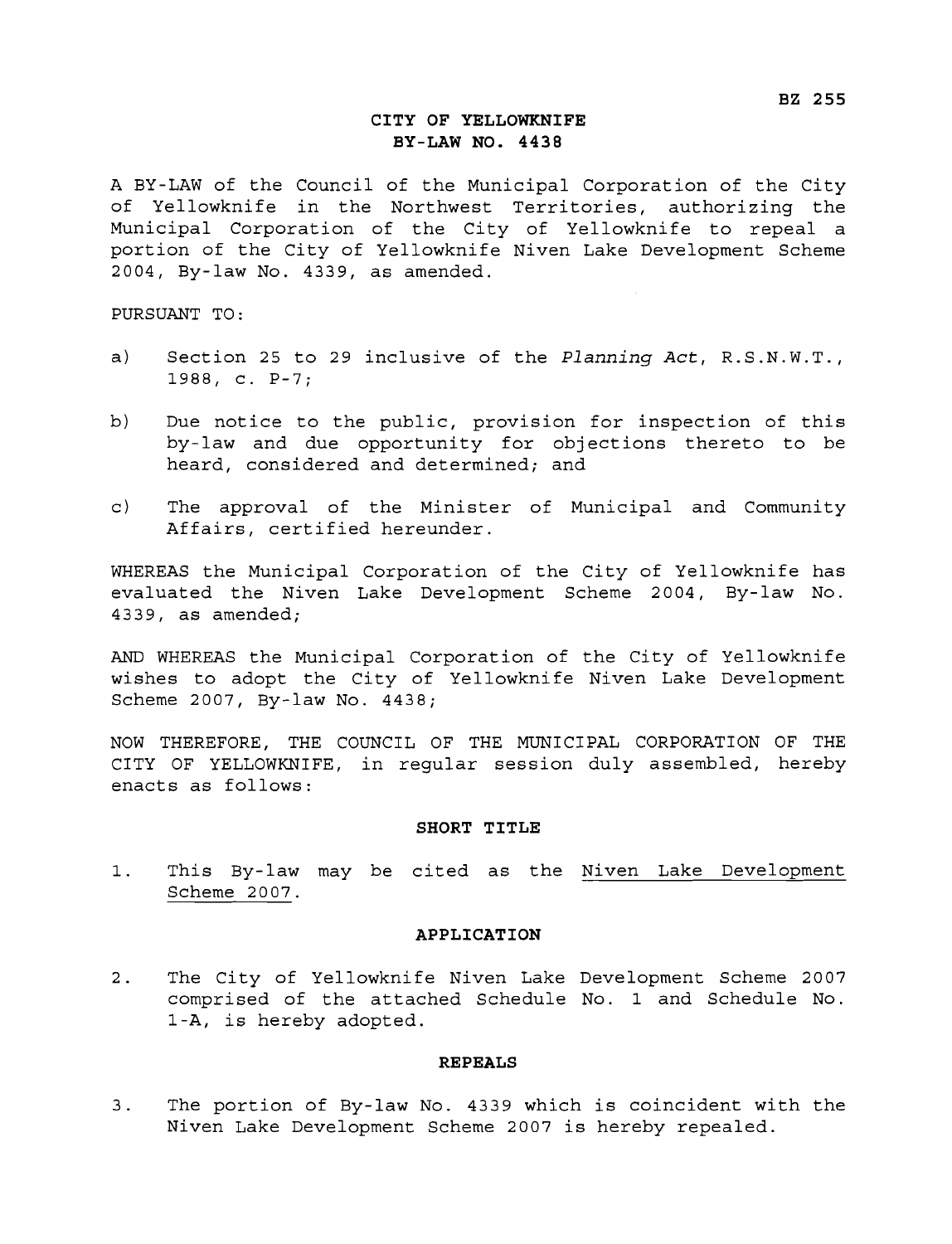BZ 255

# CITY OF YELLOWKNIFE
# BY-LAW NO. 4438

A BY-LAW of the Council of the Municipal Corporation of the City of Yellowknife in the Northwest Territories, authorizing the Municipal Corporation of the City of Yellowknife to repeal a portion of the City of Yellowknife Niven Lake Development Scheme 2004, By-law No. 4339, as amended.

PURSUANT TO:

a) Section 25 to 29 inclusive of the *Planning Act*, R.S.N.W.T., 1988, c. P-7;

b) Due notice to the public, provision for inspection of this by-law and due opportunity for objections thereto to be heard, considered and determined; and

c) The approval of the Minister of Municipal and Community Affairs, certified hereunder.

WHEREAS the Municipal Corporation of the City of Yellowknife has evaluated the Niven Lake Development Scheme 2004, By-law No. 4339, as amended;

AND WHEREAS the Municipal Corporation of the City of Yellowknife wishes to adopt the City of Yellowknife Niven Lake Development Scheme 2007, By-law No. 4438;

NOW THEREFORE, THE COUNCIL OF THE MUNICIPAL CORPORATION OF THE CITY OF YELLOWKNIFE, in regular session duly assembled, hereby enacts as follows:

## SHORT TITLE

1. This By-law may be cited as the Niven Lake Development Scheme 2007.

## APPLICATION

2. The City of Yellowknife Niven Lake Development Scheme 2007 comprised of the attached Schedule No. 1 and Schedule No. 1-A, is hereby adopted.

## REPEALS

3. The portion of By-law No. 4339 which is coincident with the Niven Lake Development Scheme 2007 is hereby repealed.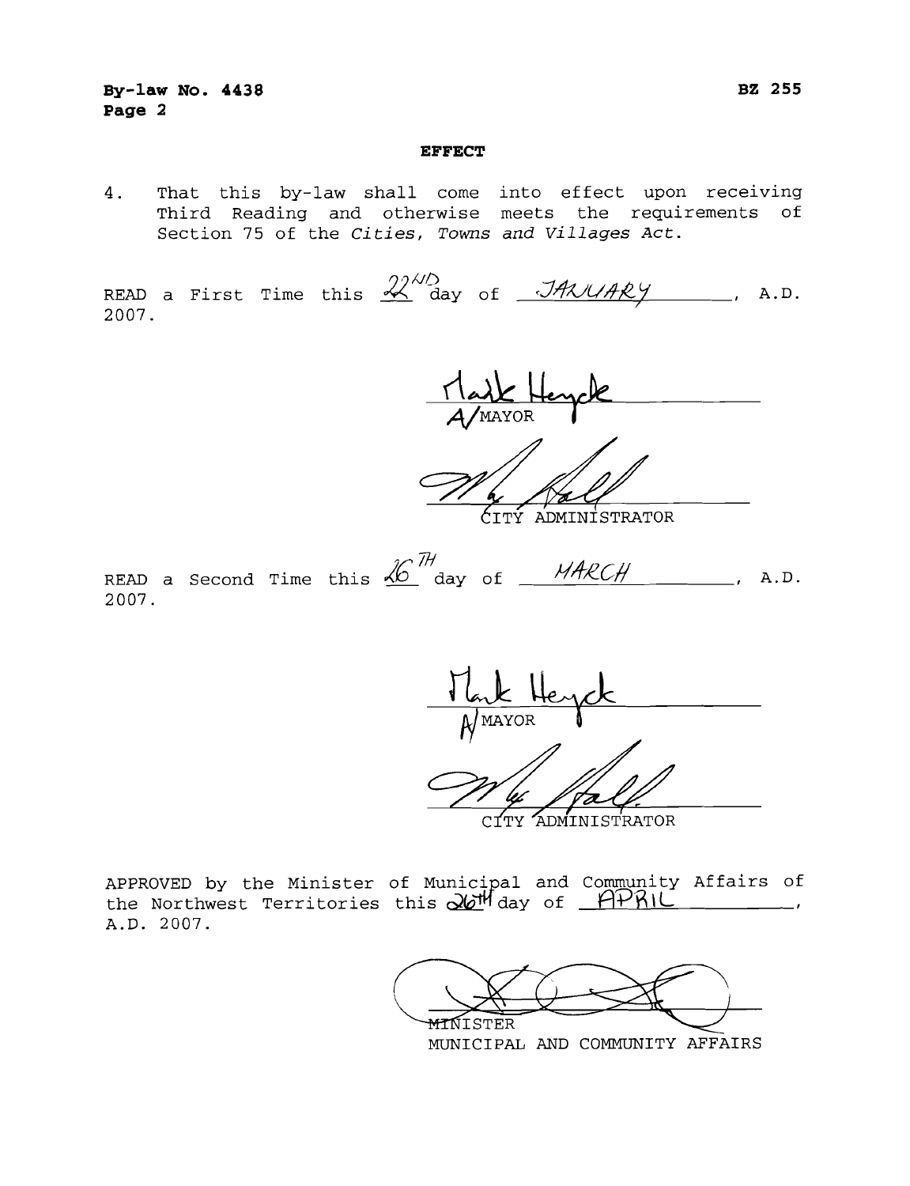**By-law No. 4438** **BZ 255**
**Page 2**

**EFFECT**

4. That this by-law shall come into effect upon receiving Third Reading and otherwise meets the requirements of Section 75 of the *Cities, Towns and Villages Act*.

READ a First Time this 22ND day of JANUARY, A.D. 2007.

Mark Heyck
A/MAYOR

CITY ADMINISTRATOR

READ a Second Time this 26TH day of MARCH, A.D. 2007.

Mark Heyck
A/MAYOR

CITY ADMINISTRATOR

APPROVED by the Minister of Municipal and Community Affairs of the Northwest Territories this 26TH day of APRIL, A.D. 2007.

MINISTER
MUNICIPAL AND COMMUNITY AFFAIRS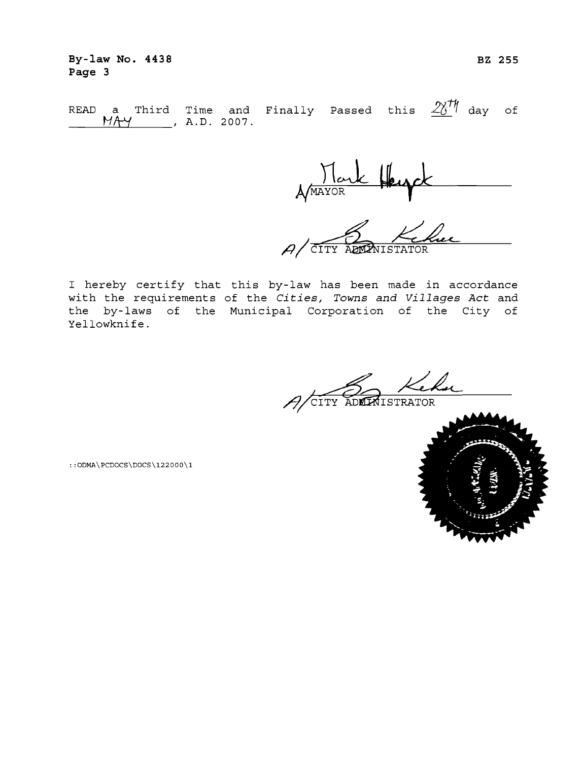By-law No. 4438 BZ 255

READ a Third Time and Finally Passed this 28th day of MAY, A.D. 2007.

A/ MAYOR

A/ CITY ADMINISTATOR

I hereby certify that this by-law has been made in accordance with the requirements of the *Cities, Towns and Villages Act* and the by-laws of the Municipal Corporation of the City of Yellowknife.

A/ CITY ADMINISTRATOR

::ODMA\PCDOCS\DOCS\122000\1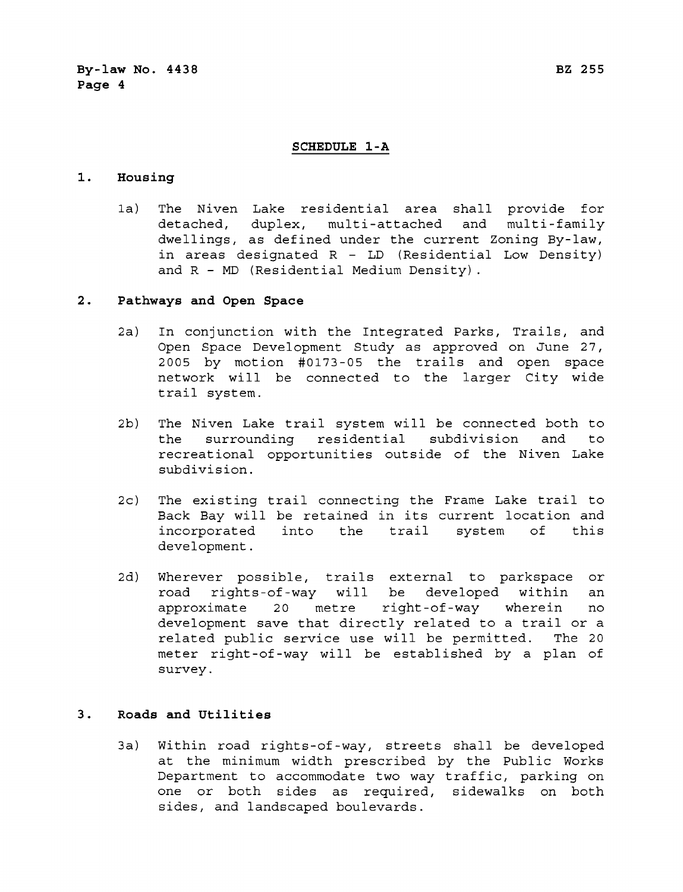## SCHEDULE 1-A

### 1. Housing

1a) The Niven Lake residential area shall provide for detached, duplex, multi-attached and multi-family dwellings, as defined under the current Zoning By-law, in areas designated R - LD (Residential Low Density) and R - MD (Residential Medium Density).

### 2. Pathways and Open Space

2a) In conjunction with the Integrated Parks, Trails, and Open Space Development Study as approved on June 27, 2005 by motion #0173-05 the trails and open space network will be connected to the larger City wide trail system.

2b) The Niven Lake trail system will be connected both to the surrounding residential subdivision and to recreational opportunities outside of the Niven Lake subdivision.

2c) The existing trail connecting the Frame Lake trail to Back Bay will be retained in its current location and incorporated into the trail system of this development.

2d) Wherever possible, trails external to parkspace or road rights-of-way will be developed within an approximate 20 metre right-of-way wherein no development save that directly related to a trail or a related public service use will be permitted. The 20 meter right-of-way will be established by a plan of survey.

### 3. Roads and Utilities

3a) Within road rights-of-way, streets shall be developed at the minimum width prescribed by the Public Works Department to accommodate two way traffic, parking on one or both sides as required, sidewalks on both sides, and landscaped boulevards.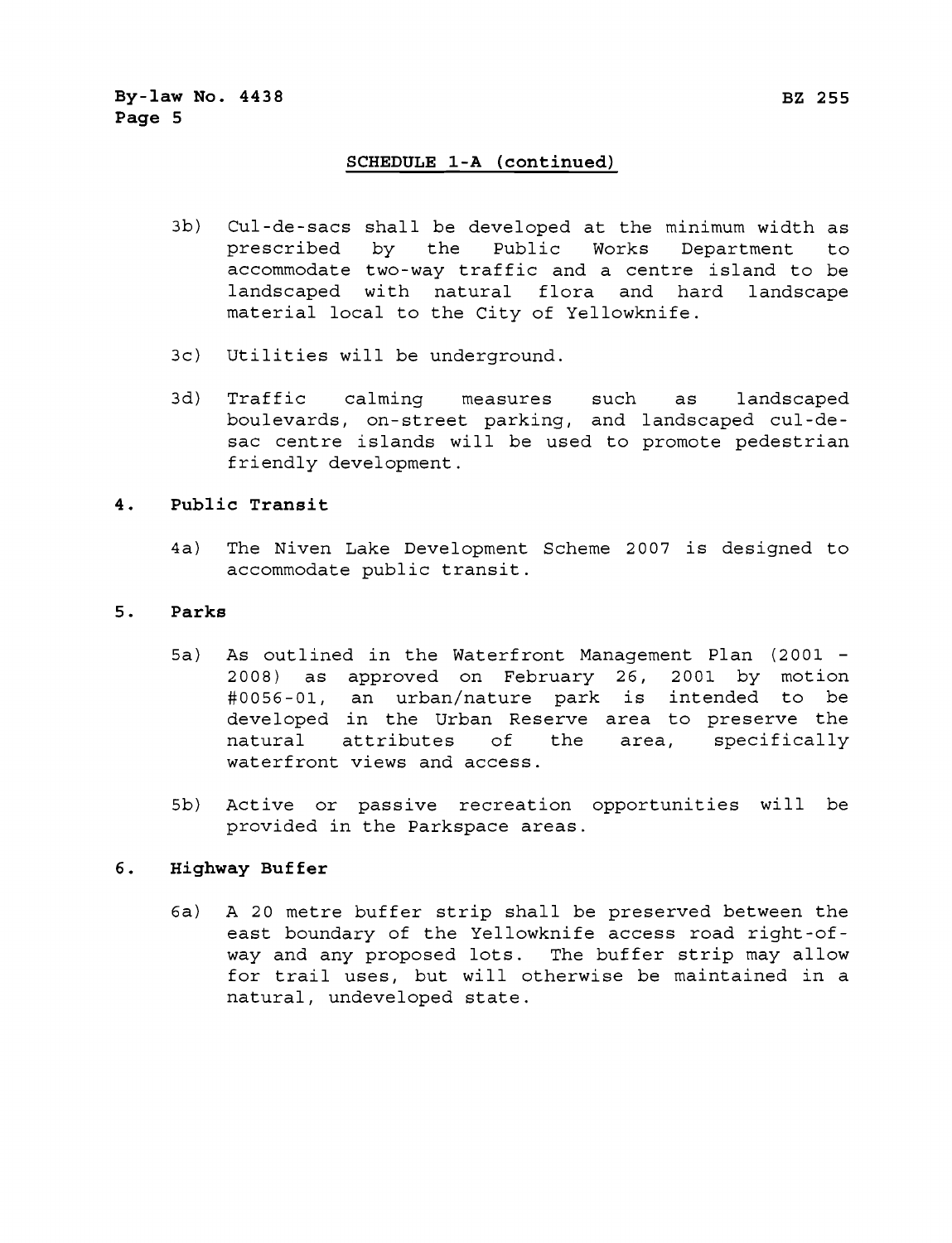## SCHEDULE 1-A (continued)

3b) Cul-de-sacs shall be developed at the minimum width as prescribed by the Public Works Department to accommodate two-way traffic and a centre island to be landscaped with natural flora and hard landscape material local to the City of Yellowknife.

3c) Utilities will be underground.

3d) Traffic calming measures such as landscaped boulevards, on-street parking, and landscaped cul-de-sac centre islands will be used to promote pedestrian friendly development.

### 4. Public Transit

4a) The Niven Lake Development Scheme 2007 is designed to accommodate public transit.

### 5. Parks

5a) As outlined in the Waterfront Management Plan (2001 - 2008) as approved on February 26, 2001 by motion #0056-01, an urban/nature park is intended to be developed in the Urban Reserve area to preserve the natural attributes of the area, specifically waterfront views and access.

5b) Active or passive recreation opportunities will be provided in the Parkspace areas.

### 6. Highway Buffer

6a) A 20 metre buffer strip shall be preserved between the east boundary of the Yellowknife access road right-of-way and any proposed lots. The buffer strip may allow for trail uses, but will otherwise be maintained in a natural, undeveloped state.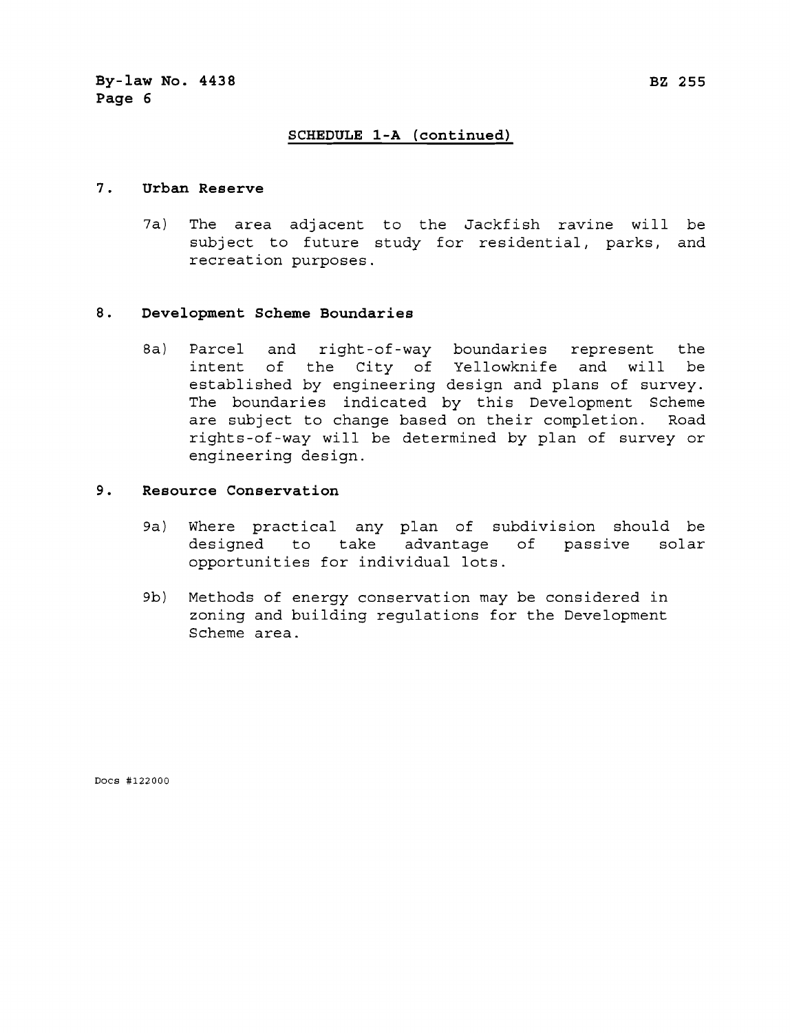## SCHEDULE 1-A (continued)

### 7. Urban Reserve

7a) The area adjacent to the Jackfish ravine will be subject to future study for residential, parks, and recreation purposes.

### 8. Development Scheme Boundaries

8a) Parcel and right-of-way boundaries represent the intent of the City of Yellowknife and will be established by engineering design and plans of survey. The boundaries indicated by this Development Scheme are subject to change based on their completion. Road rights-of-way will be determined by plan of survey or engineering design.

### 9. Resource Conservation

9a) Where practical any plan of subdivision should be designed to take advantage of passive solar opportunities for individual lots.

9b) Methods of energy conservation may be considered in zoning and building regulations for the Development Scheme area.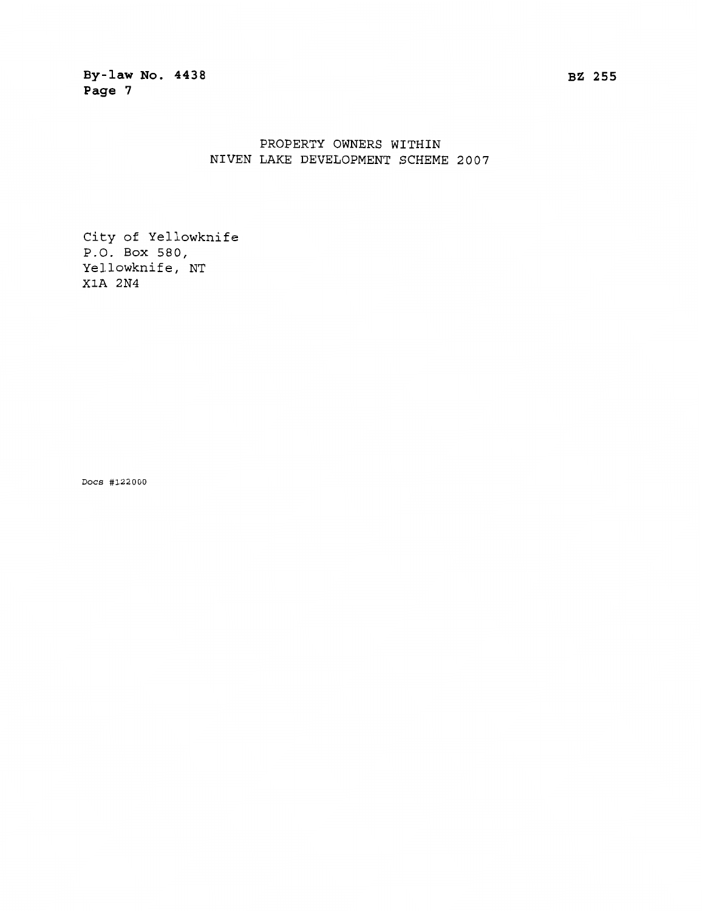PROPERTY OWNERS WITHIN
NIVEN LAKE DEVELOPMENT SCHEME 2007

City of Yellowknife
P.O. Box 580,
Yellowknife, NT
X1A 2N4

Docs #122000